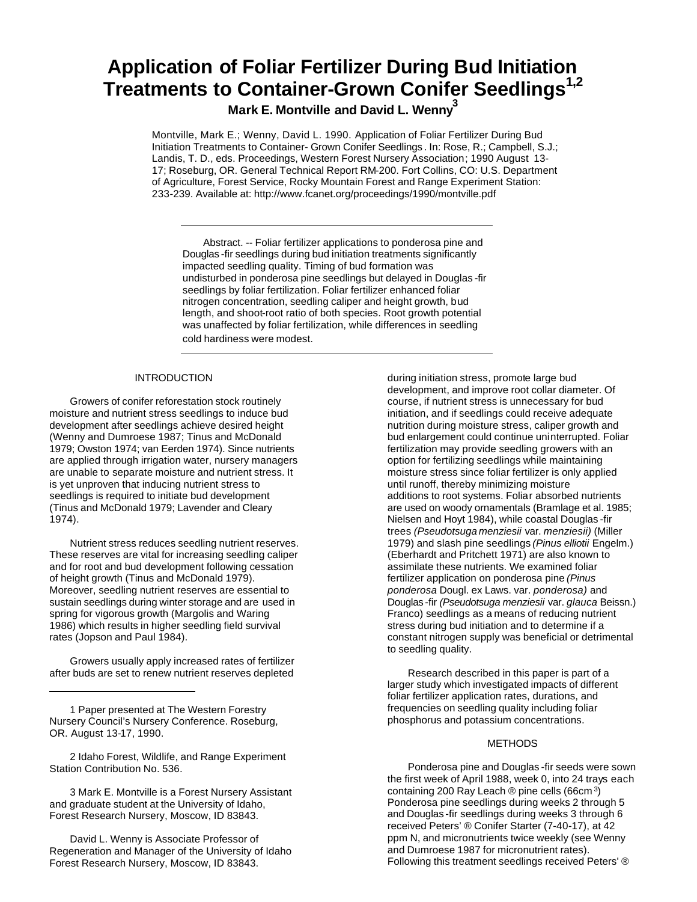# Application of Foliar Fertilizer During Bud Initiation Treatments to Container-Grown Conifer Seedlings[1,2]

**Mark E. Montville and David L. Wenny[3]**

Montville, Mark E.; Wenny, David L. 1990. Application of Foliar Fertilizer During Bud Initiation Treatments to Container- Grown Conifer Seedlings. In: Rose, R.; Campbell, S.J.; Landis, T. D., eds. Proceedings, Western Forest Nursery Association; 1990 August 13-17; Roseburg, OR. General Technical Report RM-200. Fort Collins, CO: U.S. Department of Agriculture, Forest Service, Rocky Mountain Forest and Range Experiment Station: 233-239. Available at: http://www.fcanet.org/proceedings/1990/montville.pdf

---

Abstract. -- Foliar fertilizer applications to ponderosa pine and Douglas-fir seedlings during bud initiation treatments significantly impacted seedling quality. Timing of bud formation was undisturbed in ponderosa pine seedlings but delayed in Douglas-fir seedlings by foliar fertilization. Foliar fertilizer enhanced foliar nitrogen concentration, seedling caliper and height growth, bud length, and shoot-root ratio of both species. Root growth potential was unaffected by foliar fertilization, while differences in seedling cold hardiness were modest.

---

## INTRODUCTION

Growers of conifer reforestation stock routinely moisture and nutrient stress seedlings to induce bud development after seedlings achieve desired height (Wenny and Dumroese 1987; Tinus and McDonald 1979; Owston 1974; van Eerden 1974). Since nutrients are applied through irrigation water, nursery managers are unable to separate moisture and nutrient stress. It is yet unproven that inducing nutrient stress to seedlings is required to initiate bud development (Tinus and McDonald 1979; Lavender and Cleary 1974).

Nutrient stress reduces seedling nutrient reserves. These reserves are vital for increasing seedling caliper and for root and bud development following cessation of height growth (Tinus and McDonald 1979). Moreover, seedling nutrient reserves are essential to sustain seedlings during winter storage and are used in spring for vigorous growth (Margolis and Waring 1986) which results in higher seedling field survival rates (Jopson and Paul 1984).

Growers usually apply increased rates of fertilizer after buds are set to renew nutrient reserves depleted during initiation stress, promote large bud development, and improve root collar diameter. Of course, if nutrient stress is unnecessary for bud initiation, and if seedlings could receive adequate nutrition during moisture stress, caliper growth and bud enlargement could continue uninterrupted. Foliar fertilization may provide seedling growers with an option for fertilizing seedlings while maintaining moisture stress since foliar fertilizer is only applied until runoff, thereby minimizing moisture additions to root systems. Foliar absorbed nutrients are used on woody ornamentals (Bramlage et al. 1985; Nielsen and Hoyt 1984), while coastal Douglas-fir trees *(Pseudotsuga menziesii* var. *menziesii)* (Miller 1979) and slash pine seedlings *(Pinus elliotii* Engelm.) (Eberhardt and Pritchett 1971) are also known to assimilate these nutrients. We examined foliar fertilizer application on ponderosa pine *(Pinus ponderosa* Dougl. ex Laws. var. *ponderosa)* and Douglas-fir *(Pseudotsuga menziesii* var. *glauca* Beissn.) Franco) seedlings as a means of reducing nutrient stress during bud initiation and to determine if a constant nitrogen supply was beneficial or detrimental to seedling quality.

Research described in this paper is part of a larger study which investigated impacts of different foliar fertilizer application rates, durations, and frequencies on seedling quality including foliar phosphorus and potassium concentrations.

## METHODS

Ponderosa pine and Douglas-fir seeds were sown the first week of April 1988, week 0, into 24 trays each containing 200 Ray Leach ® pine cells (66cm $^3$) Ponderosa pine seedlings during weeks 2 through 5 and Douglas-fir seedlings during weeks 3 through 6 received Peters' ® Conifer Starter (7-40-17), at 42 ppm N, and micronutrients twice weekly (see Wenny and Dumroese 1987 for micronutrient rates). Following this treatment seedlings received Peters' ®

---

1 Paper presented at The Western Forestry Nursery Council's Nursery Conference. Roseburg, OR. August 13-17, 1990.

2 Idaho Forest, Wildlife, and Range Experiment Station Contribution No. 536.

3 Mark E. Montville is a Forest Nursery Assistant and graduate student at the University of Idaho, Forest Research Nursery, Moscow, ID 83843.

David L. Wenny is Associate Professor of Regeneration and Manager of the University of Idaho Forest Research Nursery, Moscow, ID 83843.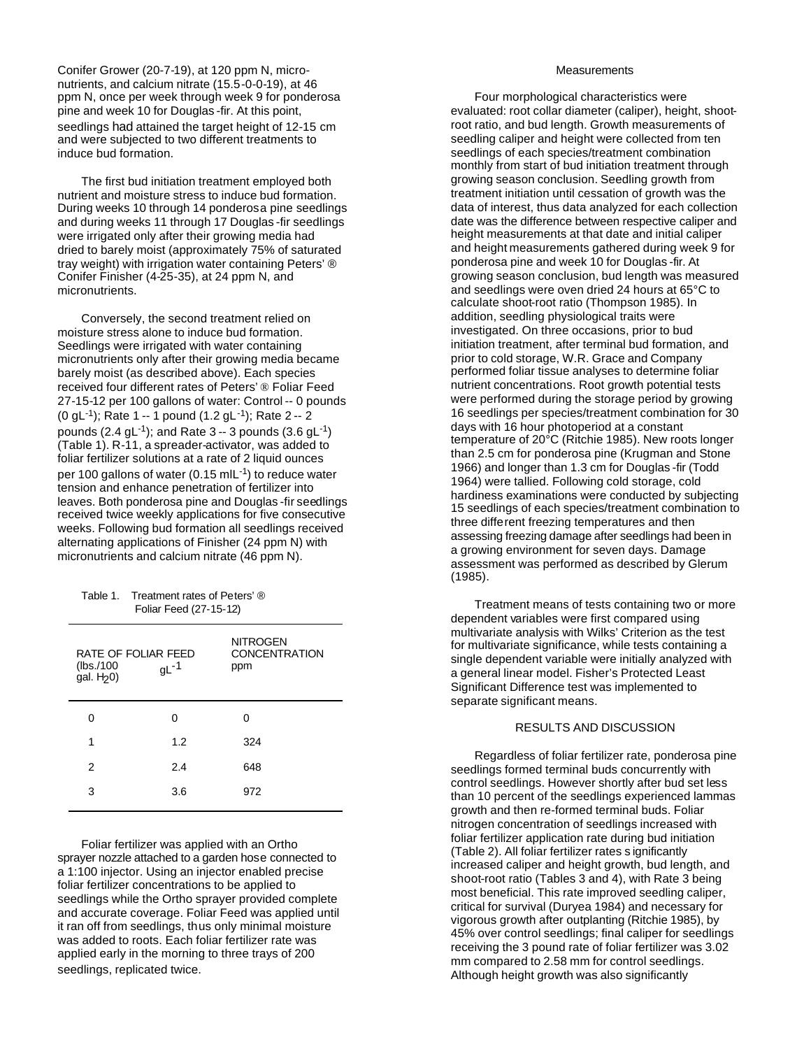Conifer Grower (20-7-19), at 120 ppm N, micro-nutrients, and calcium nitrate (15.5-0-0-19), at 46 ppm N, once per week through week 9 for ponderosa pine and week 10 for Douglas-fir. At this point, seedlings had attained the target height of 12-15 cm and were subjected to two different treatments to induce bud formation.

The first bud initiation treatment employed both nutrient and moisture stress to induce bud formation. During weeks 10 through 14 ponderosa pine seedlings and during weeks 11 through 17 Douglas-fir seedlings were irrigated only after their growing media had dried to barely moist (approximately 75% of saturated tray weight) with irrigation water containing Peters' ® Conifer Finisher (4-25-35), at 24 ppm N, and micronutrients.

Conversely, the second treatment relied on moisture stress alone to induce bud formation. Seedlings were irrigated with water containing micronutrients only after their growing media became barely moist (as described above). Each species received four different rates of Peters' ® Foliar Feed 27-15-12 per 100 gallons of water: Control -- 0 pounds (0 $gL^{-1}$); Rate 1 -- 1 pound (1.2 $gL^{-1}$); Rate 2 -- 2 pounds (2.4 $gL^{-1}$); and Rate 3 -- 3 pounds (3.6 $gL^{-1}$) (Table 1). R-11, a spreader-activator, was added to foliar fertilizer solutions at a rate of 2 liquid ounces per 100 gallons of water (0.15 $mlL^{-1}$) to reduce water tension and enhance penetration of fertilizer into leaves. Both ponderosa pine and Douglas-fir seedlings received twice weekly applications for five consecutive weeks. Following bud formation all seedlings received alternating applications of Finisher (24 ppm N) with micronutrients and calcium nitrate (46 ppm N).

Table 1. Treatment rates of Peters' ® Foliar Feed (27-15-12)

| RATE OF FOLIAR FEED (lbs./100 gal. $H_2O$) | $gL^{-1}$ | NITROGEN CONCENTRATION ppm |
|---|---|---|
| 0 | 0 | 0 |
| 1 | 1.2 | 324 |
| 2 | 2.4 | 648 |
| 3 | 3.6 | 972 |

Foliar fertilizer was applied with an Ortho sprayer nozzle attached to a garden hose connected to a 1:100 injector. Using an injector enabled precise foliar fertilizer concentrations to be applied to seedlings while the Ortho sprayer provided complete and accurate coverage. Foliar Feed was applied until it ran off from seedlings, thus only minimal moisture was added to roots. Each foliar fertilizer rate was applied early in the morning to three trays of 200 seedlings, replicated twice.

### Measurements

Four morphological characteristics were evaluated: root collar diameter (caliper), height, shoot-root ratio, and bud length. Growth measurements of seedling caliper and height were collected from ten seedlings of each species/treatment combination monthly from start of bud initiation treatment through growing season conclusion. Seedling growth from treatment initiation until cessation of growth was the data of interest, thus data analyzed for each collection date was the difference between respective caliper and height measurements at that date and initial caliper and height measurements gathered during week 9 for ponderosa pine and week 10 for Douglas-fir. At growing season conclusion, bud length was measured and seedlings were oven dried 24 hours at 65°C to calculate shoot-root ratio (Thompson 1985). In addition, seedling physiological traits were investigated. On three occasions, prior to bud initiation treatment, after terminal bud formation, and prior to cold storage, W.R. Grace and Company performed foliar tissue analyses to determine foliar nutrient concentrations. Root growth potential tests were performed during the storage period by growing 16 seedlings per species/treatment combination for 30 days with 16 hour photoperiod at a constant temperature of 20°C (Ritchie 1985). New roots longer than 2.5 cm for ponderosa pine (Krugman and Stone 1966) and longer than 1.3 cm for Douglas-fir (Todd 1964) were tallied. Following cold storage, cold hardiness examinations were conducted by subjecting 15 seedlings of each species/treatment combination to three different freezing temperatures and then assessing freezing damage after seedlings had been in a growing environment for seven days. Damage assessment was performed as described by Glerum (1985).

Treatment means of tests containing two or more dependent variables were first compared using multivariate analysis with Wilks' Criterion as the test for multivariate significance, while tests containing a single dependent variable were initially analyzed with a general linear model. Fisher's Protected Least Significant Difference test was implemented to separate significant means.

## RESULTS AND DISCUSSION

Regardless of foliar fertilizer rate, ponderosa pine seedlings formed terminal buds concurrently with control seedlings. However shortly after bud set less than 10 percent of the seedlings experienced lammas growth and then re-formed terminal buds. Foliar nitrogen concentration of seedlings increased with foliar fertilizer application rate during bud initiation (Table 2). All foliar fertilizer rates significantly increased caliper and height growth, bud length, and shoot-root ratio (Tables 3 and 4), with Rate 3 being most beneficial. This rate improved seedling caliper, critical for survival (Duryea 1984) and necessary for vigorous growth after outplanting (Ritchie 1985), by 45% over control seedlings; final caliper for seedlings receiving the 3 pound rate of foliar fertilizer was 3.02 mm compared to 2.58 mm for control seedlings. Although height growth was also significantly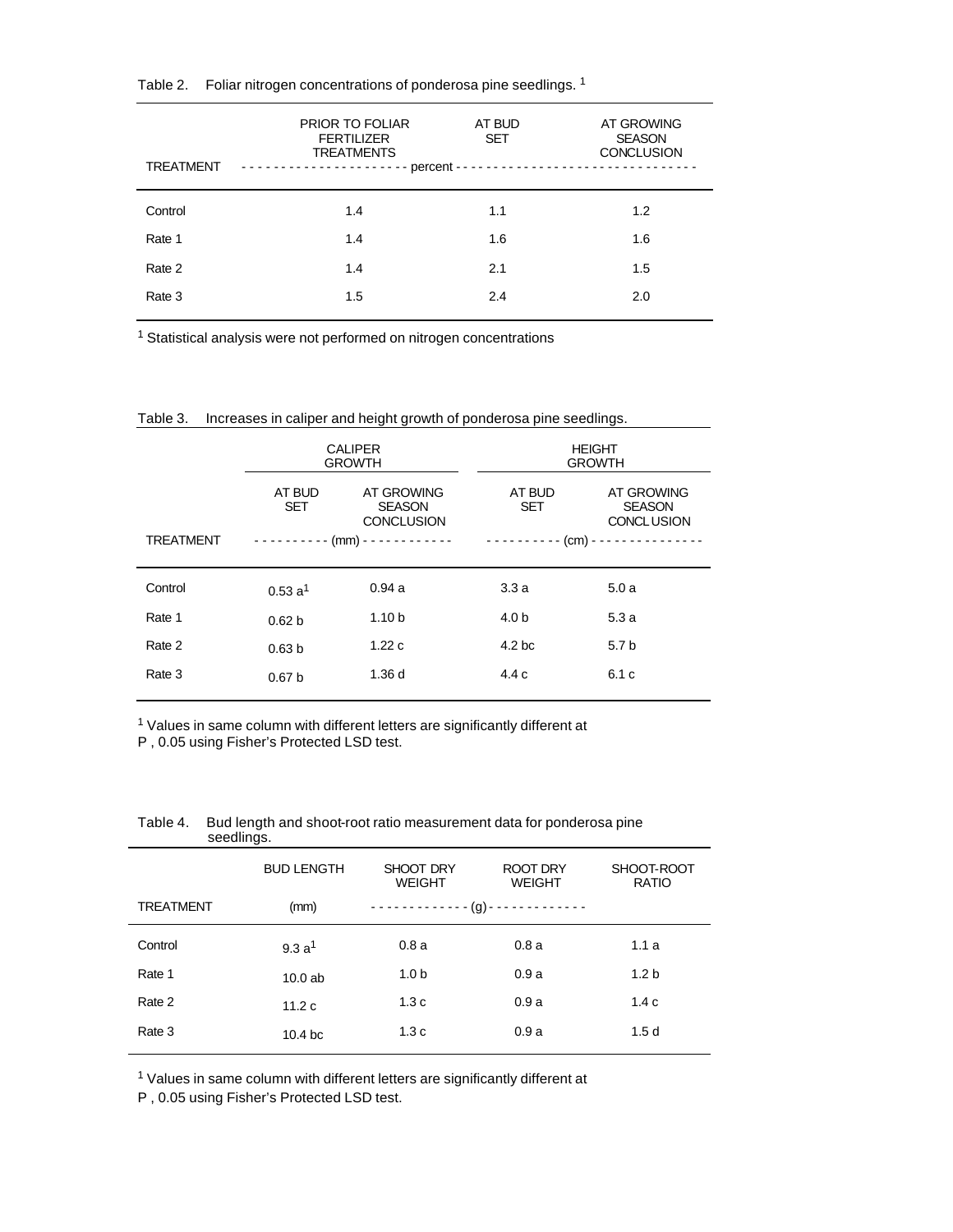Table 2. Foliar nitrogen concentrations of ponderosa pine seedlings. [1]

| TREATMENT | PRIOR TO FOLIAR FERTILIZER TREATMENTS | AT BUD SET | AT GROWING SEASON CONCLUSION |
|---|---|---|---|
| | percent | | |
| Control | 1.4 | 1.1 | 1.2 |
| Rate 1 | 1.4 | 1.6 | 1.6 |
| Rate 2 | 1.4 | 2.1 | 1.5 |
| Rate 3 | 1.5 | 2.4 | 2.0 |

[1] Statistical analysis were not performed on nitrogen concentrations

Table 3. Increases in caliper and height growth of ponderosa pine seedlings.

| | CALIPER GROWTH | | HEIGHT GROWTH | |
|---|---|---|---|---|
| TREATMENT | AT BUD SET | AT GROWING SEASON CONCLUSION | AT BUD SET | AT GROWING SEASON CONCLUSION |
| | (mm) | | (cm) | |
| Control | 0.53 a[1] | 0.94 a | 3.3 a | 5.0 a |
| Rate 1 | 0.62 b | 1.10 b | 4.0 b | 5.3 a |
| Rate 2 | 0.63 b | 1.22 c | 4.2 bc | 5.7 b |
| Rate 3 | 0.67 b | 1.36 d | 4.4 c | 6.1 c |

[1] Values in same column with different letters are significantly different at P , 0.05 using Fisher's Protected LSD test.

Table 4. Bud length and shoot-root ratio measurement data for ponderosa pine seedlings.

| TREATMENT | BUD LENGTH (mm) | SHOOT DRY WEIGHT | ROOT DRY WEIGHT | SHOOT-ROOT RATIO |
|---|---|---|---|---|
| | | (g) | | |
| Control | 9.3 a[1] | 0.8 a | 0.8 a | 1.1 a |
| Rate 1 | 10.0 ab | 1.0 b | 0.9 a | 1.2 b |
| Rate 2 | 11.2 c | 1.3 c | 0.9 a | 1.4 c |
| Rate 3 | 10.4 bc | 1.3 c | 0.9 a | 1.5 d |

[1] Values in same column with different letters are significantly different at P , 0.05 using Fisher's Protected LSD test.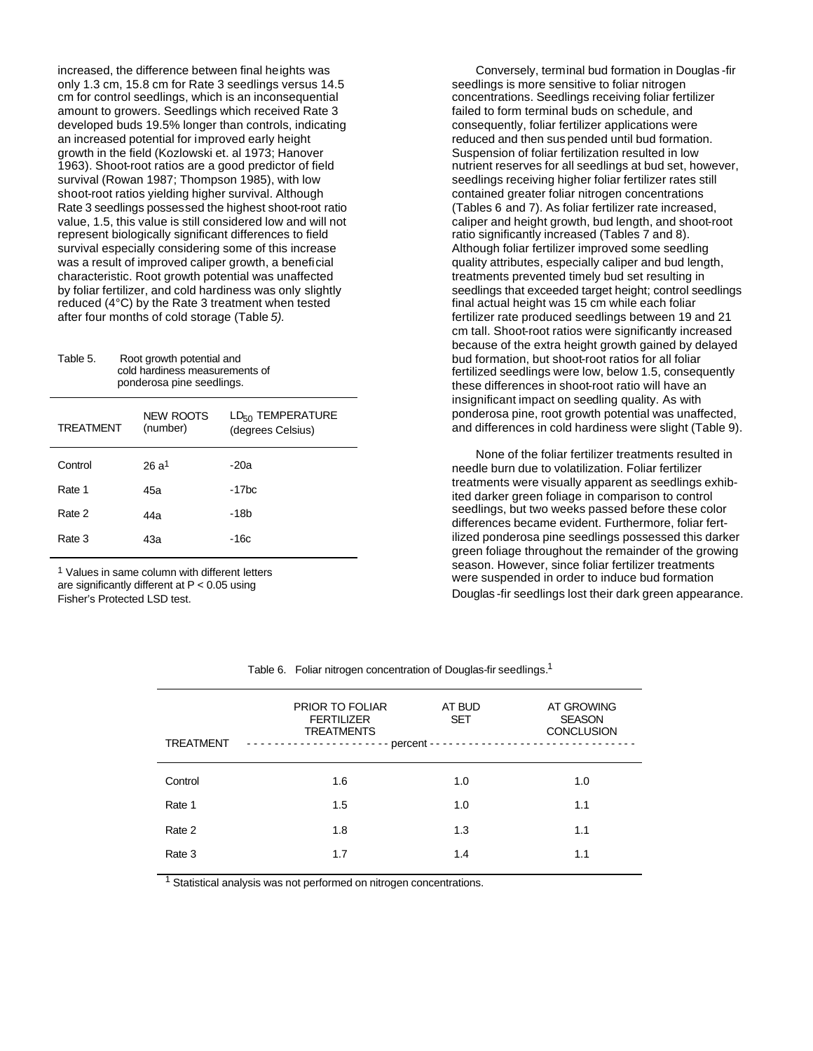increased, the difference between final heights was only 1.3 cm, 15.8 cm for Rate 3 seedlings versus 14.5 cm for control seedlings, which is an inconsequential amount to growers. Seedlings which received Rate 3 developed buds 19.5% longer than controls, indicating an increased potential for improved early height growth in the field (Kozlowski et. al 1973; Hanover 1963). Shoot-root ratios are a good predictor of field survival (Rowan 1987; Thompson 1985), with low shoot-root ratios yielding higher survival. Although Rate 3 seedlings possessed the highest shoot-root ratio value, 1.5, this value is still considered low and will not represent biologically significant differences to field survival especially considering some of this increase was a result of improved caliper growth, a beneficial characteristic. Root growth potential was unaffected by foliar fertilizer, and cold hardiness was only slightly reduced (4°C) by the Rate 3 treatment when tested after four months of cold storage (Table *5).*

Table 5. Root growth potential and cold hardiness measurements of ponderosa pine seedlings.

| TREATMENT | NEW ROOTS (number) | $LD_{50}$ TEMPERATURE (degrees Celsius) |
|---|---|---|
| Control | 26 a[1] | -20a |
| Rate 1 | 45a | -17bc |
| Rate 2 | 44a | -18b |
| Rate 3 | 43a | -16c |

[1] Values in same column with different letters are significantly different at $P < 0.05$ using Fisher's Protected LSD test.

Conversely, terminal bud formation in Douglas-fir seedlings is more sensitive to foliar nitrogen concentrations. Seedlings receiving foliar fertilizer failed to form terminal buds on schedule, and consequently, foliar fertilizer applications were reduced and then suspended until bud formation. Suspension of foliar fertilization resulted in low nutrient reserves for all seedlings at bud set, however, seedlings receiving higher foliar fertilizer rates still contained greater foliar nitrogen concentrations (Tables 6 and 7). As foliar fertilizer rate increased, caliper and height growth, bud length, and shoot-root ratio significantly increased (Tables 7 and 8). Although foliar fertilizer improved some seedling quality attributes, especially caliper and bud length, treatments prevented timely bud set resulting in seedlings that exceeded target height; control seedlings final actual height was 15 cm while each foliar fertilizer rate produced seedlings between 19 and 21 cm tall. Shoot-root ratios were significantly increased because of the extra height growth gained by delayed bud formation, but shoot-root ratios for all foliar fertilized seedlings were low, below 1.5, consequently these differences in shoot-root ratio will have an insignificant impact on seedling quality. As with ponderosa pine, root growth potential was unaffected, and differences in cold hardiness were slight (Table 9).

None of the foliar fertilizer treatments resulted in needle burn due to volatilization. Foliar fertilizer treatments were visually apparent as seedlings exhibited darker green foliage in comparison to control seedlings, but two weeks passed before these color differences became evident. Furthermore, foliar fertilized ponderosa pine seedlings possessed this darker green foliage throughout the remainder of the growing season. However, since foliar fertilizer treatments were suspended in order to induce bud formation Douglas-fir seedlings lost their dark green appearance.

Table 6. Foliar nitrogen concentration of Douglas-fir seedlings.[1]

| TREATMENT | PRIOR TO FOLIAR FERTILIZER TREATMENTS | AT BUD SET | AT GROWING SEASON CONCLUSION |
|---|---|---|---|
| | ---------- percent ---------- | | |
| Control | 1.6 | 1.0 | 1.0 |
| Rate 1 | 1.5 | 1.0 | 1.1 |
| Rate 2 | 1.8 | 1.3 | 1.1 |
| Rate 3 | 1.7 | 1.4 | 1.1 |

[1] Statistical analysis was not performed on nitrogen concentrations.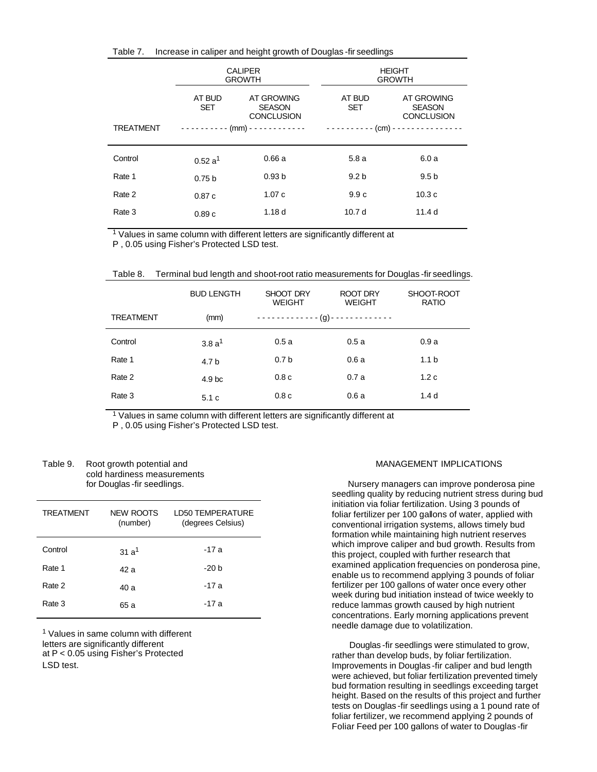Table 7. Increase in caliper and height growth of Douglas-fir seedlings

| | CALIPER GROWTH | | HEIGHT GROWTH | |
|---|---|---|---|---|
| | AT BUD SET | AT GROWING SEASON CONCLUSION | AT BUD SET | AT GROWING SEASON CONCLUSION |
| TREATMENT | (mm) | | (cm) | |
| Control | 0.52 a[1] | 0.66 a | 5.8 a | 6.0 a |
| Rate 1 | 0.75 b | 0.93 b | 9.2 b | 9.5 b |
| Rate 2 | 0.87 c | 1.07 c | 9.9 c | 10.3 c |
| Rate 3 | 0.89 c | 1.18 d | 10.7 d | 11.4 d |

[1] Values in same column with different letters are significantly different at P , 0.05 using Fisher's Protected LSD test.

Table 8. Terminal bud length and shoot-root ratio measurements for Douglas-fir seedlings.

| | BUD LENGTH | SHOOT DRY WEIGHT | ROOT DRY WEIGHT | SHOOT-ROOT RATIO |
|---|---|---|---|---|
| TREATMENT | (mm) | (g) | | |
| Control | 3.8 a[1] | 0.5 a | 0.5 a | 0.9 a |
| Rate 1 | 4.7 b | 0.7 b | 0.6 a | 1.1 b |
| Rate 2 | 4.9 bc | 0.8 c | 0.7 a | 1.2 c |
| Rate 3 | 5.1 c | 0.8 c | 0.6 a | 1.4 d |

[1] Values in same column with different letters are significantly different at P , 0.05 using Fisher's Protected LSD test.

Table 9. Root growth potential and cold hardiness measurements for Douglas-fir seedlings.

| TREATMENT | NEW ROOTS (number) | LD50 TEMPERATURE (degrees Celsius) |
|---|---|---|
| Control | 31 a[1] | -17 a |
| Rate 1 | 42 a | -20 b |
| Rate 2 | 40 a | -17 a |
| Rate 3 | 65 a | -17 a |

[1] Values in same column with different letters are significantly different at $P < 0.05$ using Fisher's Protected LSD test.

## MANAGEMENT IMPLICATIONS

Nursery managers can improve ponderosa pine seedling quality by reducing nutrient stress during bud initiation via foliar fertilization. Using 3 pounds of foliar fertilizer per 100 gallons of water, applied with conventional irrigation systems, allows timely bud formation while maintaining high nutrient reserves which improve caliper and bud growth. Results from this project, coupled with further research that examined application frequencies on ponderosa pine, enable us to recommend applying 3 pounds of foliar fertilizer per 100 gallons of water once every other week during bud initiation instead of twice weekly to reduce lammas growth caused by high nutrient concentrations. Early morning applications prevent needle damage due to volatilization.

Douglas-fir seedlings were stimulated to grow, rather than develop buds, by foliar fertilization. Improvements in Douglas-fir caliper and bud length were achieved, but foliar fertilization prevented timely bud formation resulting in seedlings exceeding target height. Based on the results of this project and further tests on Douglas-fir seedlings using a 1 pound rate of foliar fertilizer, we recommend applying 2 pounds of Foliar Feed per 100 gallons of water to Douglas-fir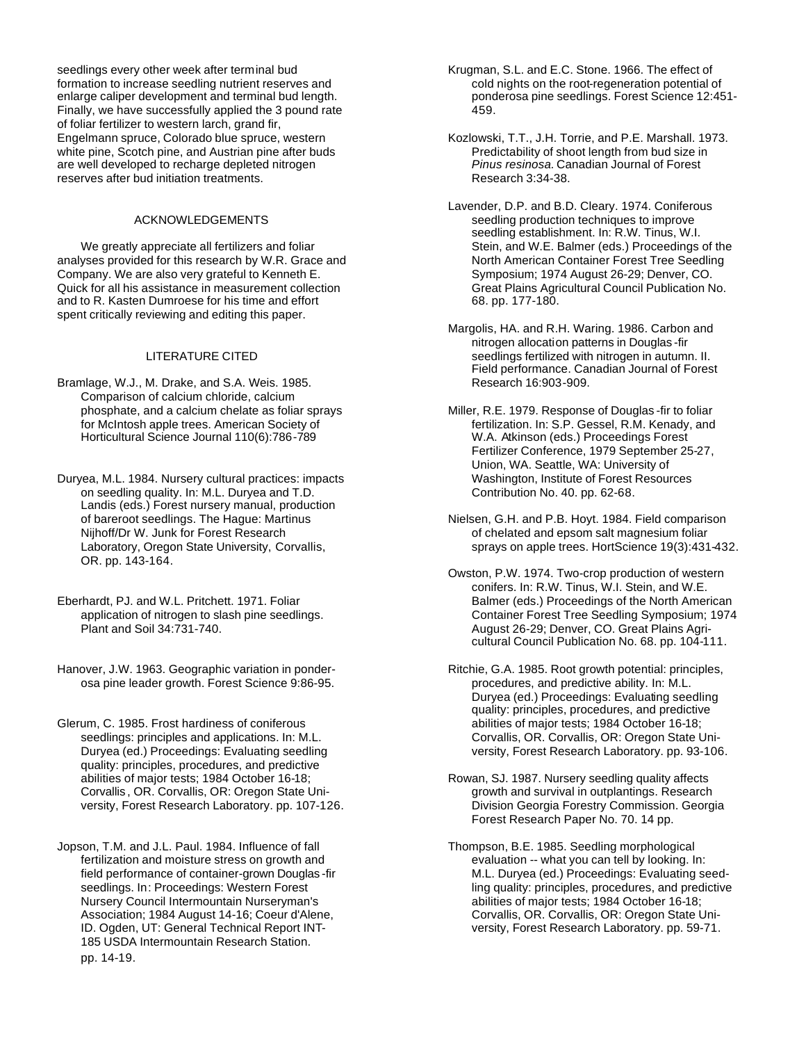seedlings every other week after terminal bud formation to increase seedling nutrient reserves and enlarge caliper development and terminal bud length. Finally, we have successfully applied the 3 pound rate of foliar fertilizer to western larch, grand fir, Engelmann spruce, Colorado blue spruce, western white pine, Scotch pine, and Austrian pine after buds are well developed to recharge depleted nitrogen reserves after bud initiation treatments.

## ACKNOWLEDGEMENTS

We greatly appreciate all fertilizers and foliar analyses provided for this research by W.R. Grace and Company. We are also very grateful to Kenneth E. Quick for all his assistance in measurement collection and to R. Kasten Dumroese for his time and effort spent critically reviewing and editing this paper.

## LITERATURE CITED

Bramlage, W.J., M. Drake, and S.A. Weis. 1985. Comparison of calcium chloride, calcium phosphate, and a calcium chelate as foliar sprays for McIntosh apple trees. American Society of Horticultural Science Journal 110(6):786-789

Duryea, M.L. 1984. Nursery cultural practices: impacts on seedling quality. In: M.L. Duryea and T.D. Landis (eds.) Forest nursery manual, production of bareroot seedlings. The Hague: Martinus Nijhoff/Dr W. Junk for Forest Research Laboratory, Oregon State University, Corvallis, OR. pp. 143-164.

Eberhardt, PJ. and W.L. Pritchett. 1971. Foliar application of nitrogen to slash pine seedlings. Plant and Soil 34:731-740.

Hanover, J.W. 1963. Geographic variation in ponderosa pine leader growth. Forest Science 9:86-95.

Glerum, C. 1985. Frost hardiness of coniferous seedlings: principles and applications. In: M.L. Duryea (ed.) Proceedings: Evaluating seedling quality: principles, procedures, and predictive abilities of major tests; 1984 October 16-18; Corvallis, OR. Corvallis, OR: Oregon State University, Forest Research Laboratory. pp. 107-126.

Jopson, T.M. and J.L. Paul. 1984. Influence of fall fertilization and moisture stress on growth and field performance of container-grown Douglas-fir seedlings. In: Proceedings: Western Forest Nursery Council Intermountain Nurseryman's Association; 1984 August 14-16; Coeur d'Alene, ID. Ogden, UT: General Technical Report INT-185 USDA Intermountain Research Station. pp. 14-19.

Krugman, S.L. and E.C. Stone. 1966. The effect of cold nights on the root-regeneration potential of ponderosa pine seedlings. Forest Science 12:451-459.

Kozlowski, T.T., J.H. Torrie, and P.E. Marshall. 1973. Predictability of shoot length from bud size in *Pinus resinosa*. Canadian Journal of Forest Research 3:34-38.

Lavender, D.P. and B.D. Cleary. 1974. Coniferous seedling production techniques to improve seedling establishment. In: R.W. Tinus, W.I. Stein, and W.E. Balmer (eds.) Proceedings of the North American Container Forest Tree Seedling Symposium; 1974 August 26-29; Denver, CO. Great Plains Agricultural Council Publication No. 68. pp. 177-180.

Margolis, HA. and R.H. Waring. 1986. Carbon and nitrogen allocation patterns in Douglas-fir seedlings fertilized with nitrogen in autumn. II. Field performance. Canadian Journal of Forest Research 16:903-909.

Miller, R.E. 1979. Response of Douglas-fir to foliar fertilization. In: S.P. Gessel, R.M. Kenady, and W.A. Atkinson (eds.) Proceedings Forest Fertilizer Conference, 1979 September 25-27, Union, WA. Seattle, WA: University of Washington, Institute of Forest Resources Contribution No. 40. pp. 62-68.

Nielsen, G.H. and P.B. Hoyt. 1984. Field comparison of chelated and epsom salt magnesium foliar sprays on apple trees. HortScience 19(3):431-432.

Owston, P.W. 1974. Two-crop production of western conifers. In: R.W. Tinus, W.I. Stein, and W.E. Balmer (eds.) Proceedings of the North American Container Forest Tree Seedling Symposium; 1974 August 26-29; Denver, CO. Great Plains Agricultural Council Publication No. 68. pp. 104-111.

Ritchie, G.A. 1985. Root growth potential: principles, procedures, and predictive ability. In: M.L. Duryea (ed.) Proceedings: Evaluating seedling quality: principles, procedures, and predictive abilities of major tests; 1984 October 16-18; Corvallis, OR. Corvallis, OR: Oregon State University, Forest Research Laboratory. pp. 93-106.

Rowan, SJ. 1987. Nursery seedling quality affects growth and survival in outplantings. Research Division Georgia Forestry Commission. Georgia Forest Research Paper No. 70. 14 pp.

Thompson, B.E. 1985. Seedling morphological evaluation -- what you can tell by looking. In: M.L. Duryea (ed.) Proceedings: Evaluating seedling quality: principles, procedures, and predictive abilities of major tests; 1984 October 16-18; Corvallis, OR. Corvallis, OR: Oregon State University, Forest Research Laboratory. pp. 59-71.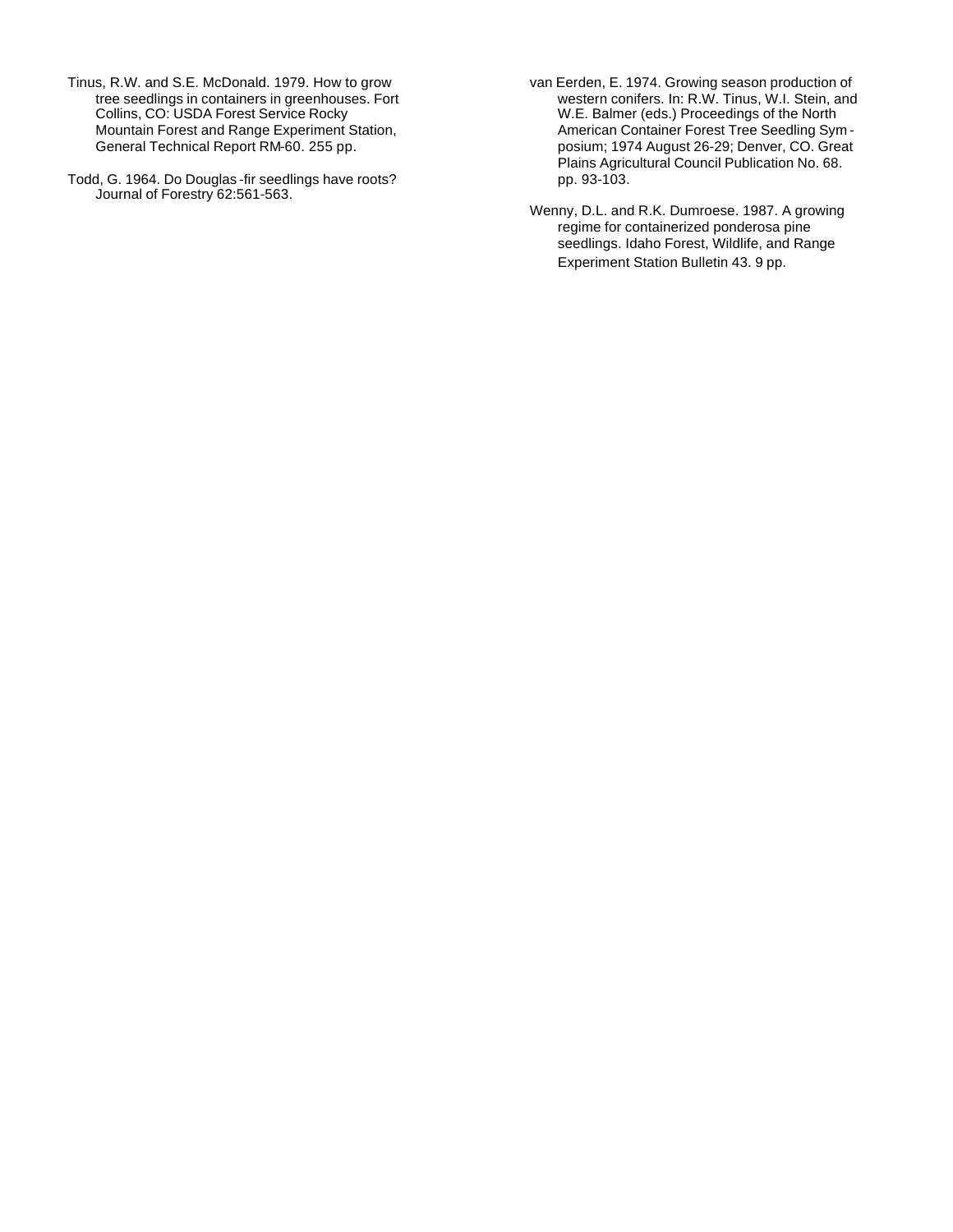Tinus, R.W. and S.E. McDonald. 1979. How to grow tree seedlings in containers in greenhouses. Fort Collins, CO: USDA Forest Service Rocky Mountain Forest and Range Experiment Station, General Technical Report RM-60. 255 pp.

Todd, G. 1964. Do Douglas-fir seedlings have roots? Journal of Forestry 62:561-563.

van Eerden, E. 1974. Growing season production of western conifers. In: R.W. Tinus, W.I. Stein, and W.E. Balmer (eds.) Proceedings of the North American Container Forest Tree Seedling Symposium; 1974 August 26-29; Denver, CO. Great Plains Agricultural Council Publication No. 68. pp. 93-103.

Wenny, D.L. and R.K. Dumroese. 1987. A growing regime for containerized ponderosa pine seedlings. Idaho Forest, Wildlife, and Range Experiment Station Bulletin 43. 9 pp.